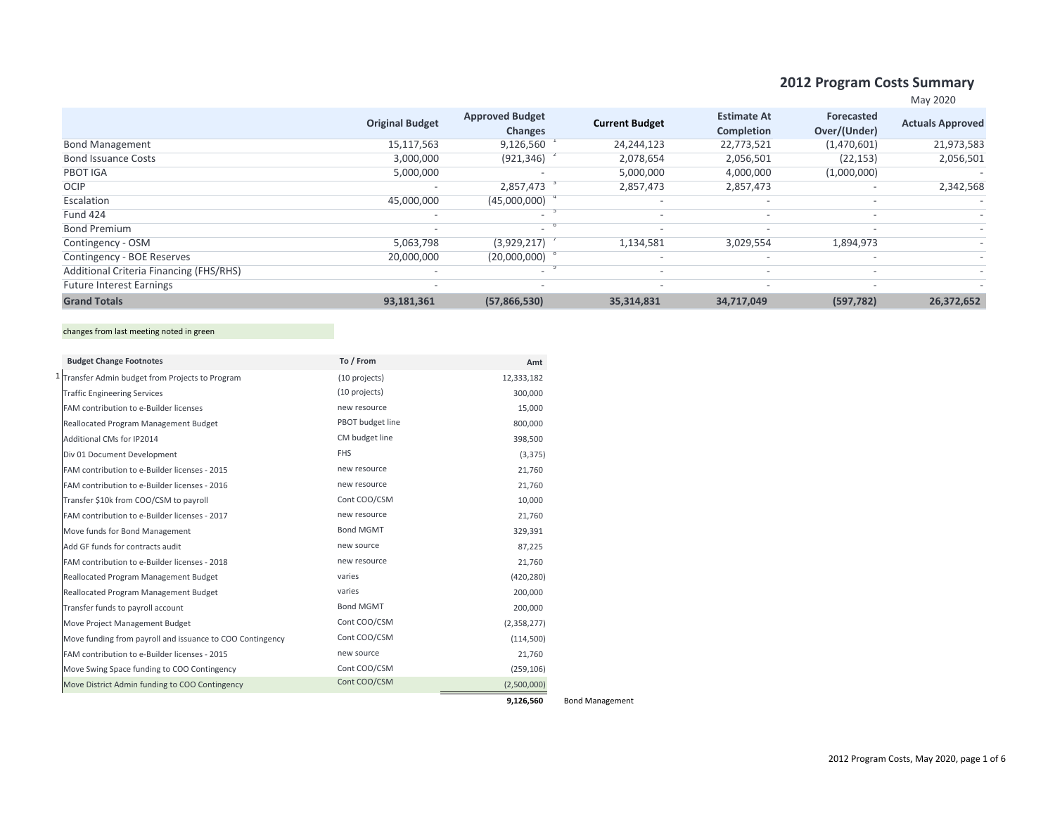## 2012 Program Costs Summary

May 2020

| | Original Budget | Approved Budget Changes | Current Budget | Estimate At Completion | Forecasted Over/(Under) | Actuals Approved |
|---|---|---|---|---|---|---|
| Bond Management | 15,117,563 | 9,126,560 [1] | 24,244,123 | 22,773,521 | (1,470,601) | 21,973,583 |
| Bond Issuance Costs | 3,000,000 | (921,346) [2] | 2,078,654 | 2,056,501 | (22,153) | 2,056,501 |
| PBOT IGA | 5,000,000 | - | 5,000,000 | 4,000,000 | (1,000,000) | - |
| OCIP | - | 2,857,473 [3] | 2,857,473 | 2,857,473 | - | 2,342,568 |
| Escalation | 45,000,000 | (45,000,000) [4] | - | - | - | - |
| Fund 424 | - | - [5] | - | - | - | - |
| Bond Premium | - | - [6] | - | - | - | - |
| Contingency - OSM | 5,063,798 | (3,929,217) [7] | 1,134,581 | 3,029,554 | 1,894,973 | - |
| Contingency - BOE Reserves | 20,000,000 | (20,000,000) [8] | - | - | - | - |
| Additional Criteria Financing (FHS/RHS) | - | - [9] | - | - | - | - |
| Future Interest Earnings | - | - | - | - | - | - |
| **Grand Totals** | **93,181,361** | **(57,866,530)** | **35,314,831** | **34,717,049** | **(597,782)** | **26,372,652** |

changes from last meeting noted in green

| | Budget Change Footnotes | To / From | Amt |
|---|---|---|---|
| 1 | Transfer Admin budget from Projects to Program | (10 projects) | 12,333,182 |
| | Traffic Engineering Services | (10 projects) | 300,000 |
| | FAM contribution to e-Builder licenses | new resource | 15,000 |
| | Reallocated Program Management Budget | PBOT budget line | 800,000 |
| | Additional CMs for IP2014 | CM budget line | 398,500 |
| | Div 01 Document Development | FHS | (3,375) |
| | FAM contribution to e-Builder licenses - 2015 | new resource | 21,760 |
| | FAM contribution to e-Builder licenses - 2016 | new resource | 21,760 |
| | Transfer $10k from COO/CSM to payroll | Cont COO/CSM | 10,000 |
| | FAM contribution to e-Builder licenses - 2017 | new resource | 21,760 |
| | Move funds for Bond Management | Bond MGMT | 329,391 |
| | Add GF funds for contracts audit | new source | 87,225 |
| | FAM contribution to e-Builder licenses - 2018 | new resource | 21,760 |
| | Reallocated Program Management Budget | varies | (420,280) |
| | Reallocated Program Management Budget | varies | 200,000 |
| | Transfer funds to payroll account | Bond MGMT | 200,000 |
| | Move Project Management Budget | Cont COO/CSM | (2,358,277) |
| | Move funding from payroll and issuance to COO Contingency | Cont COO/CSM | (114,500) |
| | FAM contribution to e-Builder licenses - 2015 | new source | 21,760 |
| | Move Swing Space funding to COO Contingency | Cont COO/CSM | (259,106) |
| | Move District Admin funding to COO Contingency | Cont COO/CSM | (2,500,000) |
| | | | **9,126,560** Bond Management |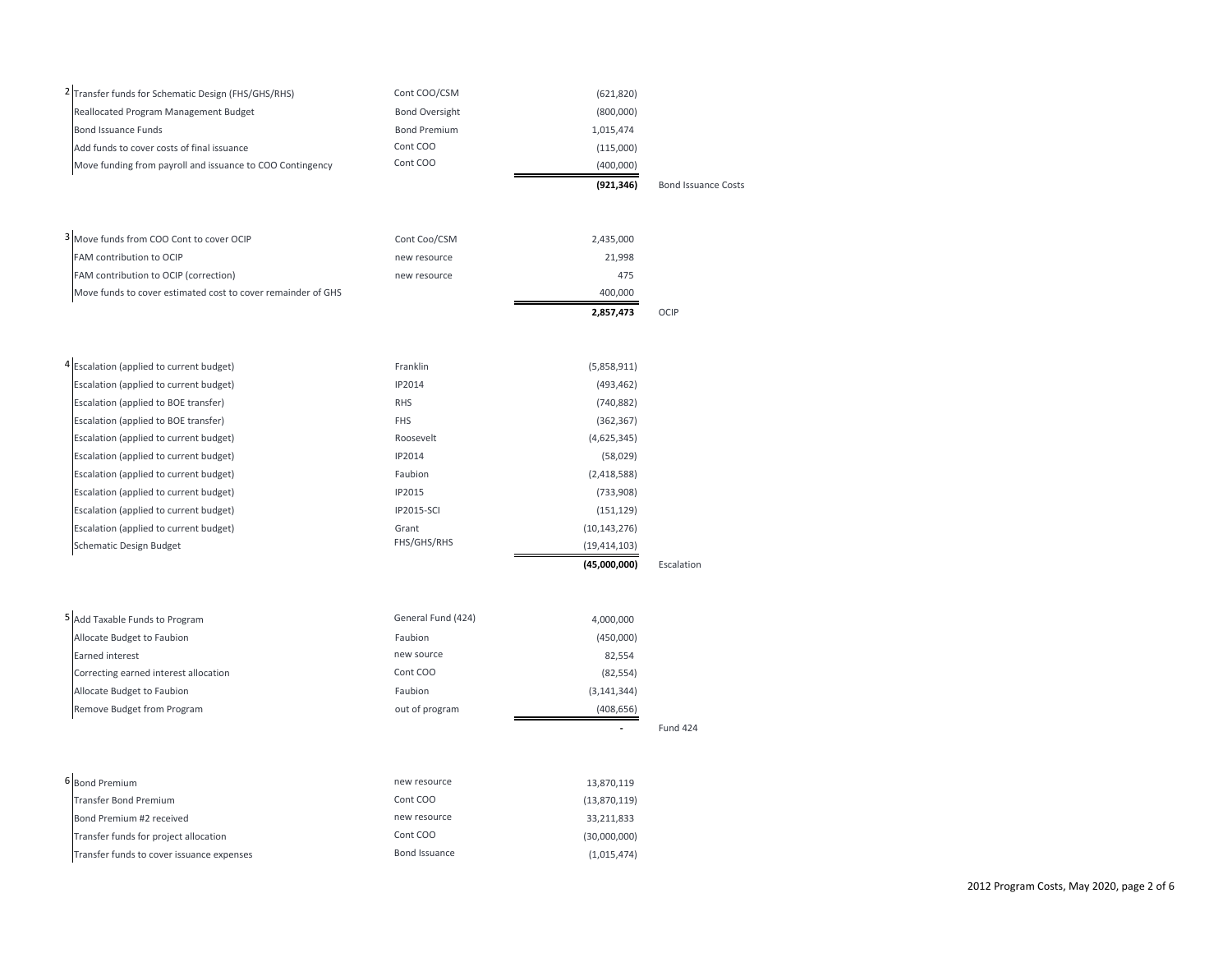| # | Description | Source | Amount | Category |
|---|---|---|---|---|
| 2 | Transfer funds for Schematic Design (FHS/GHS/RHS) | Cont COO/CSM | (621,820) | |
| | Reallocated Program Management Budget | Bond Oversight | (800,000) | |
| | Bond Issuance Funds | Bond Premium | 1,015,474 | |
| | Add funds to cover costs of final issuance | Cont COO | (115,000) | |
| | Move funding from payroll and issuance to COO Contingency | Cont COO | (400,000) | |
| | | | **(921,346)** | Bond Issuance Costs |
| 3 | Move funds from COO Cont to cover OCIP | Cont Coo/CSM | 2,435,000 | |
| | FAM contribution to OCIP | new resource | 21,998 | |
| | FAM contribution to OCIP (correction) | new resource | 475 | |
| | Move funds to cover estimated cost to cover remainder of GHS | | 400,000 | |
| | | | **2,857,473** | OCIP |
| 4 | Escalation (applied to current budget) | Franklin | (5,858,911) | |
| | Escalation (applied to current budget) | IP2014 | (493,462) | |
| | Escalation (applied to BOE transfer) | RHS | (740,882) | |
| | Escalation (applied to BOE transfer) | FHS | (362,367) | |
| | Escalation (applied to current budget) | Roosevelt | (4,625,345) | |
| | Escalation (applied to current budget) | IP2014 | (58,029) | |
| | Escalation (applied to current budget) | Faubion | (2,418,588) | |
| | Escalation (applied to current budget) | IP2015 | (733,908) | |
| | Escalation (applied to current budget) | IP2015-SCI | (151,129) | |
| | Escalation (applied to current budget) | Grant | (10,143,276) | |
| | Schematic Design Budget | FHS/GHS/RHS | (19,414,103) | |
| | | | **(45,000,000)** | Escalation |
| 5 | Add Taxable Funds to Program | General Fund (424) | 4,000,000 | |
| | Allocate Budget to Faubion | Faubion | (450,000) | |
| | Earned interest | new source | 82,554 | |
| | Correcting earned interest allocation | Cont COO | (82,554) | |
| | Allocate Budget to Faubion | Faubion | (3,141,344) | |
| | Remove Budget from Program | out of program | (408,656) | |
| | | | - | Fund 424 |
| 6 | Bond Premium | new resource | 13,870,119 | |
| | Transfer Bond Premium | Cont COO | (13,870,119) | |
| | Bond Premium #2 received | new resource | 33,211,833 | |
| | Transfer funds for project allocation | Cont COO | (30,000,000) | |
| | Transfer funds to cover issuance expenses | Bond Issuance | (1,015,474) | |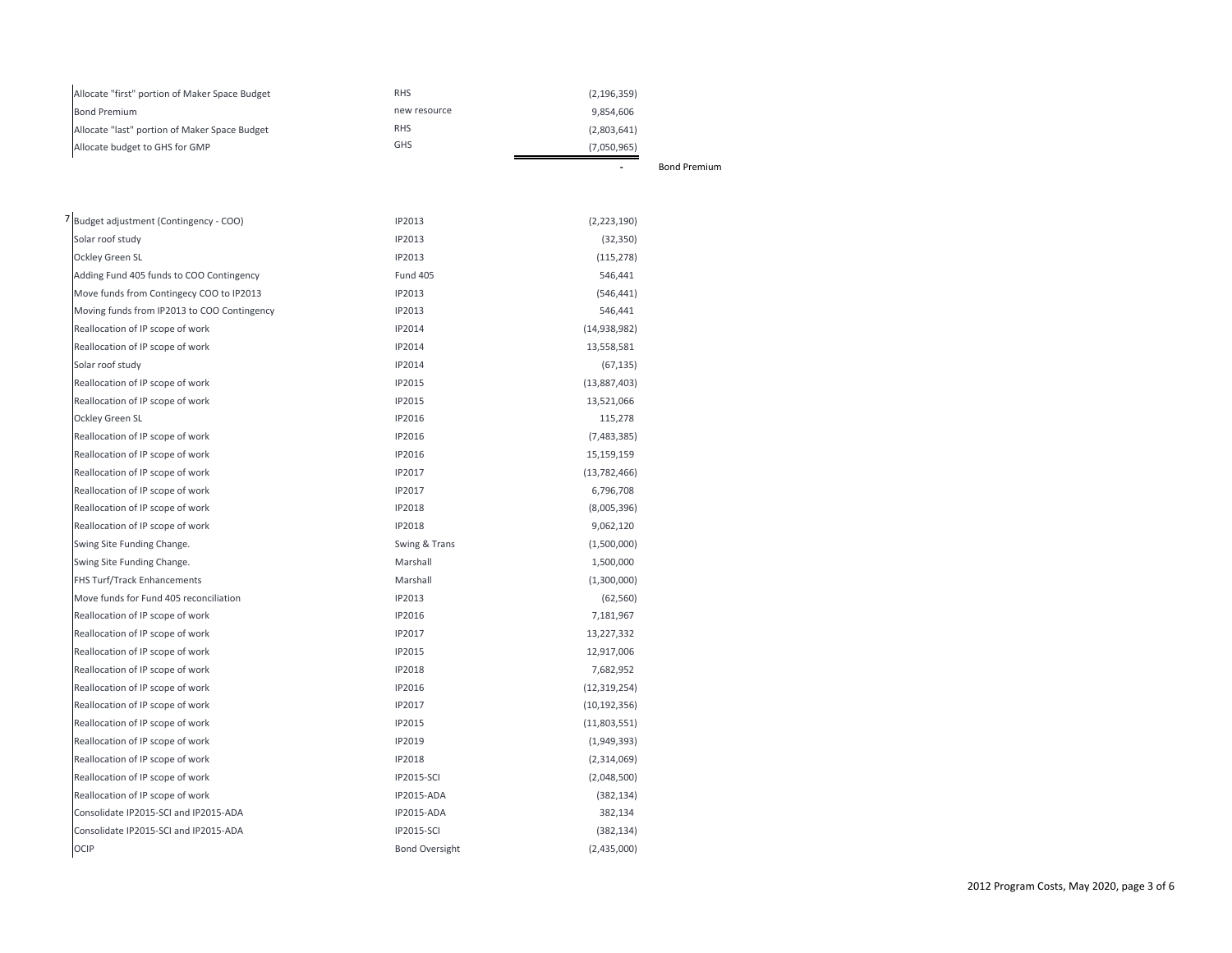| | | | |
|---|---|---|---|
| Allocate "first" portion of Maker Space Budget | RHS | (2,196,359) | |
| Bond Premium | new resource | 9,854,606 | |
| Allocate "last" portion of Maker Space Budget | RHS | (2,803,641) | |
| Allocate budget to GHS for GMP | GHS | (7,050,965) | |
| | | - | Bond Premium |

| | | | |
|---|---|---|---|
| 7 | Budget adjustment (Contingency - COO) | IP2013 | (2,223,190) |
| | Solar roof study | IP2013 | (32,350) |
| | Ockley Green SL | IP2013 | (115,278) |
| | Adding Fund 405 funds to COO Contingency | Fund 405 | 546,441 |
| | Move funds from Contingecy COO to IP2013 | IP2013 | (546,441) |
| | Moving funds from IP2013 to COO Contingency | IP2013 | 546,441 |
| | Reallocation of IP scope of work | IP2014 | (14,938,982) |
| | Reallocation of IP scope of work | IP2014 | 13,558,581 |
| | Solar roof study | IP2014 | (67,135) |
| | Reallocation of IP scope of work | IP2015 | (13,887,403) |
| | Reallocation of IP scope of work | IP2015 | 13,521,066 |
| | Ockley Green SL | IP2016 | 115,278 |
| | Reallocation of IP scope of work | IP2016 | (7,483,385) |
| | Reallocation of IP scope of work | IP2016 | 15,159,159 |
| | Reallocation of IP scope of work | IP2017 | (13,782,466) |
| | Reallocation of IP scope of work | IP2017 | 6,796,708 |
| | Reallocation of IP scope of work | IP2018 | (8,005,396) |
| | Reallocation of IP scope of work | IP2018 | 9,062,120 |
| | Swing Site Funding Change. | Swing & Trans | (1,500,000) |
| | Swing Site Funding Change. | Marshall | 1,500,000 |
| | FHS Turf/Track Enhancements | Marshall | (1,300,000) |
| | Move funds for Fund 405 reconciliation | IP2013 | (62,560) |
| | Reallocation of IP scope of work | IP2016 | 7,181,967 |
| | Reallocation of IP scope of work | IP2017 | 13,227,332 |
| | Reallocation of IP scope of work | IP2015 | 12,917,006 |
| | Reallocation of IP scope of work | IP2018 | 7,682,952 |
| | Reallocation of IP scope of work | IP2016 | (12,319,254) |
| | Reallocation of IP scope of work | IP2017 | (10,192,356) |
| | Reallocation of IP scope of work | IP2015 | (11,803,551) |
| | Reallocation of IP scope of work | IP2019 | (1,949,393) |
| | Reallocation of IP scope of work | IP2018 | (2,314,069) |
| | Reallocation of IP scope of work | IP2015-SCI | (2,048,500) |
| | Reallocation of IP scope of work | IP2015-ADA | (382,134) |
| | Consolidate IP2015-SCI and IP2015-ADA | IP2015-ADA | 382,134 |
| | Consolidate IP2015-SCI and IP2015-ADA | IP2015-SCI | (382,134) |
| | OCIP | Bond Oversight | (2,435,000) |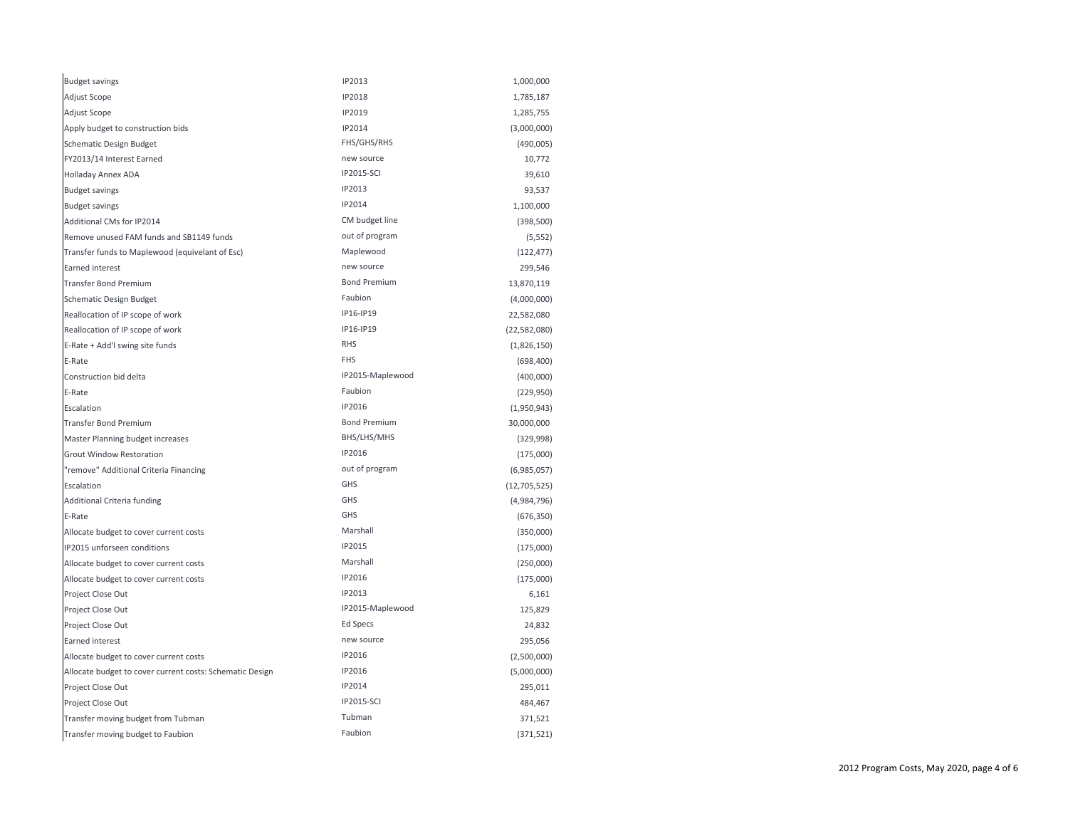| | | |
|---|---|---|
| Budget savings | IP2013 | 1,000,000 |
| Adjust Scope | IP2018 | 1,785,187 |
| Adjust Scope | IP2019 | 1,285,755 |
| Apply budget to construction bids | IP2014 | (3,000,000) |
| Schematic Design Budget | FHS/GHS/RHS | (490,005) |
| FY2013/14 Interest Earned | new source | 10,772 |
| Holladay Annex ADA | IP2015-SCI | 39,610 |
| Budget savings | IP2013 | 93,537 |
| Budget savings | IP2014 | 1,100,000 |
| Additional CMs for IP2014 | CM budget line | (398,500) |
| Remove unused FAM funds and SB1149 funds | out of program | (5,552) |
| Transfer funds to Maplewood (equivelant of Esc) | Maplewood | (122,477) |
| Earned interest | new source | 299,546 |
| Transfer Bond Premium | Bond Premium | 13,870,119 |
| Schematic Design Budget | Faubion | (4,000,000) |
| Reallocation of IP scope of work | IP16-IP19 | 22,582,080 |
| Reallocation of IP scope of work | IP16-IP19 | (22,582,080) |
| E-Rate + Add'l swing site funds | RHS | (1,826,150) |
| E-Rate | FHS | (698,400) |
| Construction bid delta | IP2015-Maplewood | (400,000) |
| E-Rate | Faubion | (229,950) |
| Escalation | IP2016 | (1,950,943) |
| Transfer Bond Premium | Bond Premium | 30,000,000 |
| Master Planning budget increases | BHS/LHS/MHS | (329,998) |
| Grout Window Restoration | IP2016 | (175,000) |
| "remove" Additional Criteria Financing | out of program | (6,985,057) |
| Escalation | GHS | (12,705,525) |
| Additional Criteria funding | GHS | (4,984,796) |
| E-Rate | GHS | (676,350) |
| Allocate budget to cover current costs | Marshall | (350,000) |
| IP2015 unforseen conditions | IP2015 | (175,000) |
| Allocate budget to cover current costs | Marshall | (250,000) |
| Allocate budget to cover current costs | IP2016 | (175,000) |
| Project Close Out | IP2013 | 6,161 |
| Project Close Out | IP2015-Maplewood | 125,829 |
| Project Close Out | Ed Specs | 24,832 |
| Earned interest | new source | 295,056 |
| Allocate budget to cover current costs | IP2016 | (2,500,000) |
| Allocate budget to cover current costs: Schematic Design | IP2016 | (5,000,000) |
| Project Close Out | IP2014 | 295,011 |
| Project Close Out | IP2015-SCI | 484,467 |
| Transfer moving budget from Tubman | Tubman | 371,521 |
| Transfer moving budget to Faubion | Faubion | (371,521) |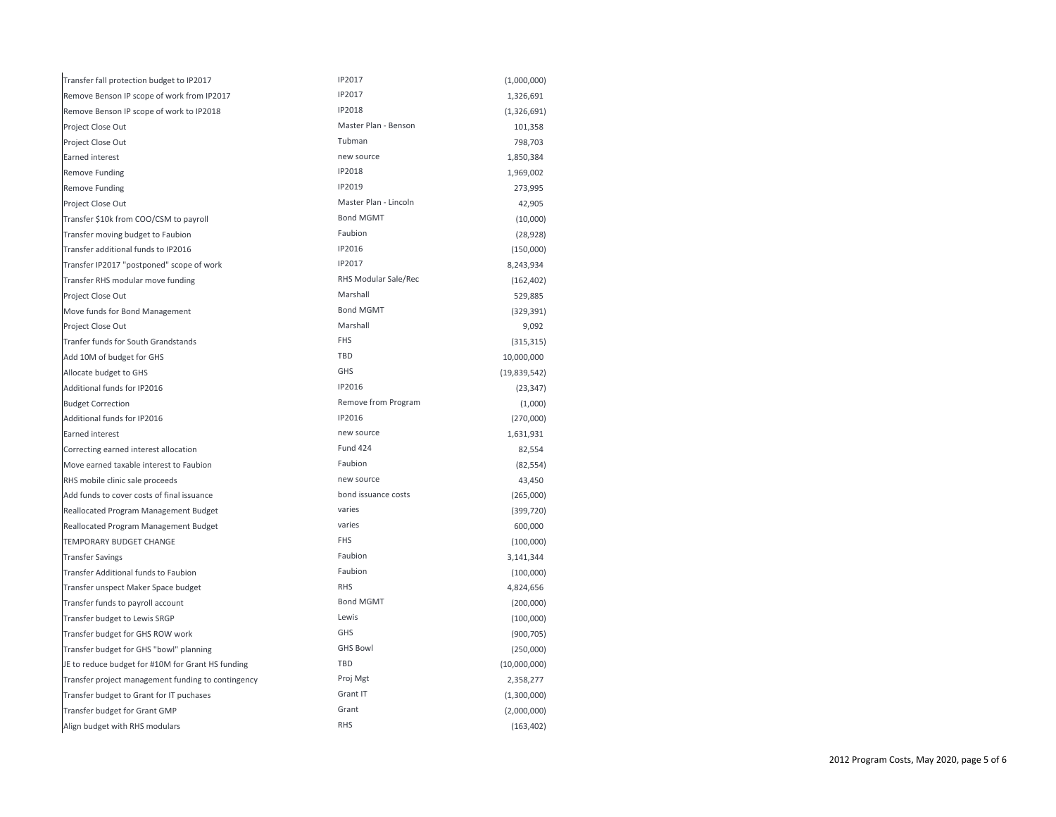| | | |
|---|---|---|
| Transfer fall protection budget to IP2017 | IP2017 | (1,000,000) |
| Remove Benson IP scope of work from IP2017 | IP2017 | 1,326,691 |
| Remove Benson IP scope of work to IP2018 | IP2018 | (1,326,691) |
| Project Close Out | Master Plan - Benson | 101,358 |
| Project Close Out | Tubman | 798,703 |
| Earned interest | new source | 1,850,384 |
| Remove Funding | IP2018 | 1,969,002 |
| Remove Funding | IP2019 | 273,995 |
| Project Close Out | Master Plan - Lincoln | 42,905 |
| Transfer $10k from COO/CSM to payroll | Bond MGMT | (10,000) |
| Transfer moving budget to Faubion | Faubion | (28,928) |
| Transfer additional funds to IP2016 | IP2016 | (150,000) |
| Transfer IP2017 "postponed" scope of work | IP2017 | 8,243,934 |
| Transfer RHS modular move funding | RHS Modular Sale/Rec | (162,402) |
| Project Close Out | Marshall | 529,885 |
| Move funds for Bond Management | Bond MGMT | (329,391) |
| Project Close Out | Marshall | 9,092 |
| Tranfer funds for South Grandstands | FHS | (315,315) |
| Add 10M of budget for GHS | TBD | 10,000,000 |
| Allocate budget to GHS | GHS | (19,839,542) |
| Additional funds for IP2016 | IP2016 | (23,347) |
| Budget Correction | Remove from Program | (1,000) |
| Additional funds for IP2016 | IP2016 | (270,000) |
| Earned interest | new source | 1,631,931 |
| Correcting earned interest allocation | Fund 424 | 82,554 |
| Move earned taxable interest to Faubion | Faubion | (82,554) |
| RHS mobile clinic sale proceeds | new source | 43,450 |
| Add funds to cover costs of final issuance | bond issuance costs | (265,000) |
| Reallocated Program Management Budget | varies | (399,720) |
| Reallocated Program Management Budget | varies | 600,000 |
| TEMPORARY BUDGET CHANGE | FHS | (100,000) |
| Transfer Savings | Faubion | 3,141,344 |
| Transfer Additional funds to Faubion | Faubion | (100,000) |
| Transfer unspect Maker Space budget | RHS | 4,824,656 |
| Transfer funds to payroll account | Bond MGMT | (200,000) |
| Transfer budget to Lewis SRGP | Lewis | (100,000) |
| Transfer budget for GHS ROW work | GHS | (900,705) |
| Transfer budget for GHS "bowl" planning | GHS Bowl | (250,000) |
| JE to reduce budget for #10M for Grant HS funding | TBD | (10,000,000) |
| Transfer project management funding to contingency | Proj Mgt | 2,358,277 |
| Transfer budget to Grant for IT puchases | Grant IT | (1,300,000) |
| Transfer budget for Grant GMP | Grant | (2,000,000) |
| Align budget with RHS modulars | RHS | (163,402) |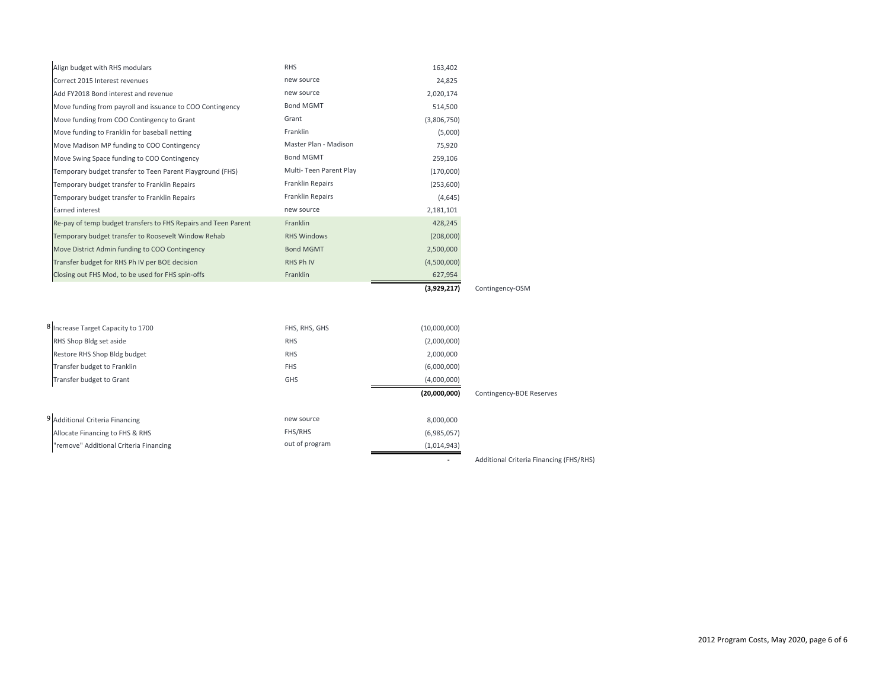| | | | | |
|---|---|---|---|---|
| | Align budget with RHS modulars | RHS | 163,402 | |
| | Correct 2015 Interest revenues | new source | 24,825 | |
| | Add FY2018 Bond interest and revenue | new source | 2,020,174 | |
| | Move funding from payroll and issuance to COO Contingency | Bond MGMT | 514,500 | |
| | Move funding from COO Contingency to Grant | Grant | (3,806,750) | |
| | Move funding to Franklin for baseball netting | Franklin | (5,000) | |
| | Move Madison MP funding to COO Contingency | Master Plan - Madison | 75,920 | |
| | Move Swing Space funding to COO Contingency | Bond MGMT | 259,106 | |
| | Temporary budget transfer to Teen Parent Playground (FHS) | Multi- Teen Parent Play | (170,000) | |
| | Temporary budget transfer to Franklin Repairs | Franklin Repairs | (253,600) | |
| | Temporary budget transfer to Franklin Repairs | Franklin Repairs | (4,645) | |
| | Earned interest | new source | 2,181,101 | |
| | Re-pay of temp budget transfers to FHS Repairs and Teen Parent | Franklin | 428,245 | |
| | Temporary budget transfer to Roosevelt Window Rehab | RHS Windows | (208,000) | |
| | Move District Admin funding to COO Contingency | Bond MGMT | 2,500,000 | |
| | Transfer budget for RHS Ph IV per BOE decision | RHS Ph IV | (4,500,000) | |
| | Closing out FHS Mod, to be used for FHS spin-offs | Franklin | 627,954 | |
| | | | **(3,929,217)** | Contingency-OSM |
| 8 | Increase Target Capacity to 1700 | FHS, RHS, GHS | (10,000,000) | |
| | RHS Shop Bldg set aside | RHS | (2,000,000) | |
| | Restore RHS Shop Bldg budget | RHS | 2,000,000 | |
| | Transfer budget to Franklin | FHS | (6,000,000) | |
| | Transfer budget to Grant | GHS | (4,000,000) | |
| | | | **(20,000,000)** | Contingency-BOE Reserves |
| 9 | Additional Criteria Financing | new source | 8,000,000 | |
| | Allocate Financing to FHS & RHS | FHS/RHS | (6,985,057) | |
| | "remove" Additional Criteria Financing | out of program | (1,014,943) | |
| | | | - | Additional Criteria Financing (FHS/RHS) |